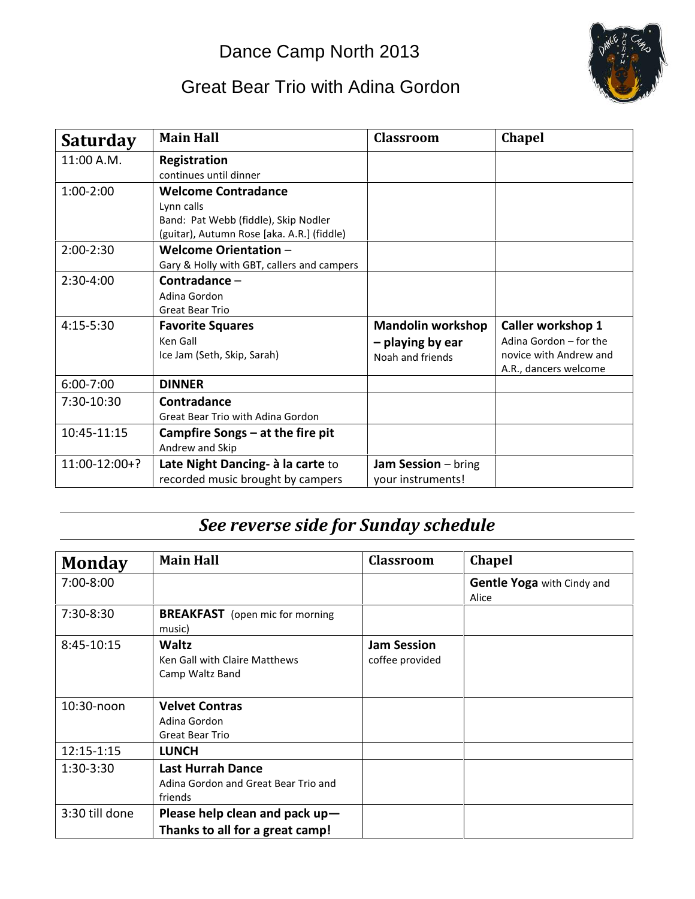# Dance Camp North 2013

## Great Bear Trio with Adina Gordon

| **Saturday** | **Main Hall** | **Classroom** | **Chapel** |
|---|---|---|---|
| 11:00 A.M. | **Registration** continues until dinner | | |
| 1:00-2:00 | **Welcome Contradance** Lynn calls Band: Pat Webb (fiddle), Skip Nodler (guitar), Autumn Rose [aka. A.R.] (fiddle) | | |
| 2:00-2:30 | **Welcome Orientation** – Gary & Holly with GBT, callers and campers | | |
| 2:30-4:00 | **Contradance** – Adina Gordon Great Bear Trio | | |
| 4:15-5:30 | **Favorite Squares** Ken Gall Ice Jam (Seth, Skip, Sarah) | **Mandolin workshop – playing by ear** Noah and friends | **Caller workshop 1** Adina Gordon – for the novice with Andrew and A.R., dancers welcome |
| 6:00-7:00 | **DINNER** | | |
| 7:30-10:30 | **Contradance** Great Bear Trio with Adina Gordon | | |
| 10:45-11:15 | **Campfire Songs – at the fire pit** Andrew and Skip | | |
| 11:00-12:00+? | **Late Night Dancing- à la carte** to recorded music brought by campers | **Jam Session** – bring your instruments! | |

***See reverse side for Sunday schedule***

| **Monday** | **Main Hall** | **Classroom** | **Chapel** |
|---|---|---|---|
| 7:00-8:00 | | | **Gentle Yoga** with Cindy and Alice |
| 7:30-8:30 | **BREAKFAST** (open mic for morning music) | | |
| 8:45-10:15 | **Waltz** Ken Gall with Claire Matthews Camp Waltz Band | **Jam Session** coffee provided | |
| 10:30-noon | **Velvet Contras** Adina Gordon Great Bear Trio | | |
| 12:15-1:15 | **LUNCH** | | |
| 1:30-3:30 | **Last Hurrah Dance** Adina Gordon and Great Bear Trio and friends | | |
| 3:30 till done | **Please help clean and pack up— Thanks to all for a great camp!** | | |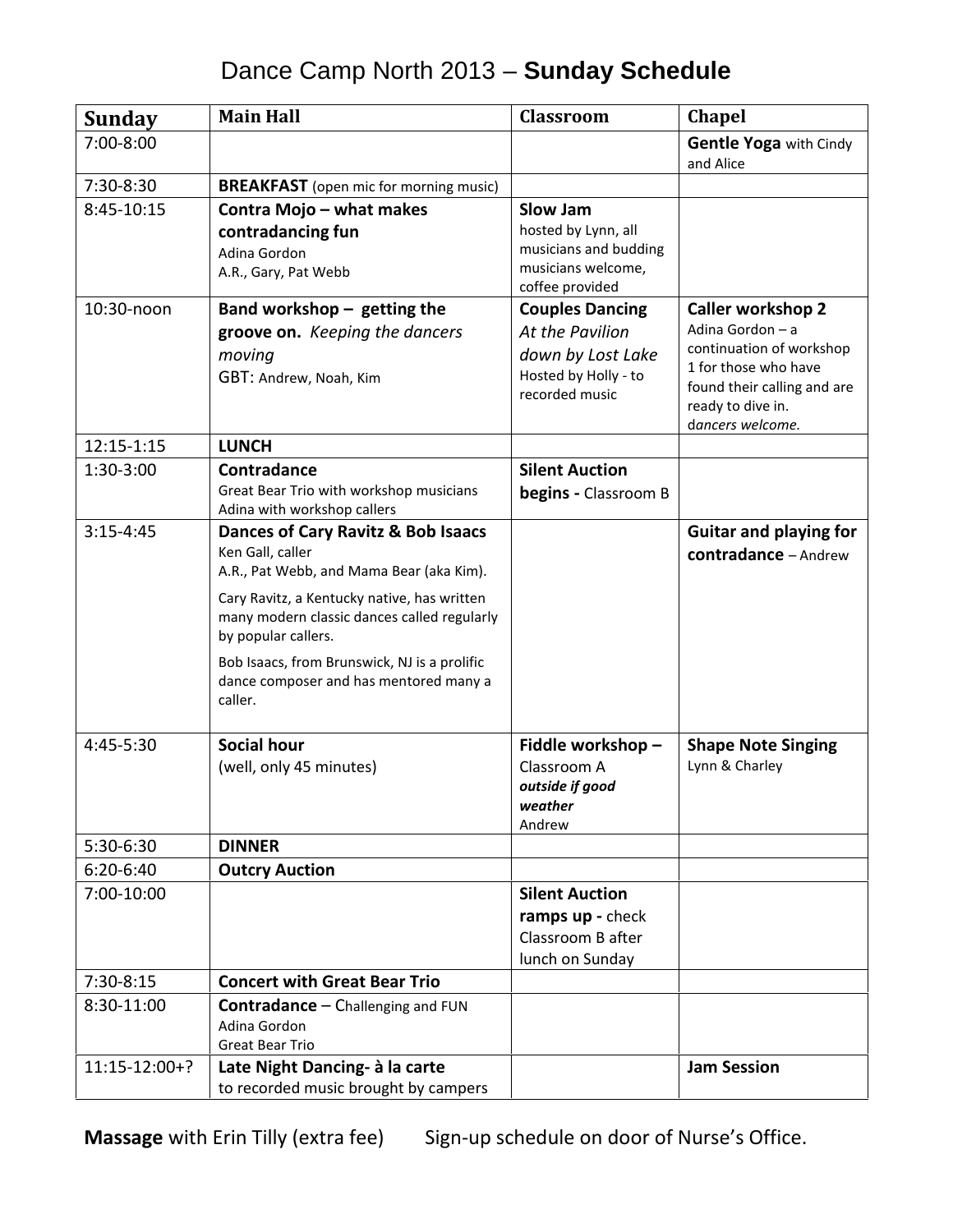# Dance Camp North 2013 – **Sunday Schedule**

| **Sunday** | **Main Hall** | **Classroom** | **Chapel** |
|---|---|---|---|
| 7:00-8:00 | | | **Gentle Yoga** with Cindy and Alice |
| 7:30-8:30 | **BREAKFAST** (open mic for morning music) | | |
| 8:45-10:15 | **Contra Mojo – what makes contradancing fun** Adina Gordon A.R., Gary, Pat Webb | **Slow Jam** hosted by Lynn, all musicians and budding musicians welcome, coffee provided | |
| 10:30-noon | **Band workshop – getting the groove on.** *Keeping the dancers moving* GBT: Andrew, Noah, Kim | **Couples Dancing** *At the Pavilion down by Lost Lake* Hosted by Holly - to recorded music | **Caller workshop 2** Adina Gordon – a continuation of workshop 1 for those who have found their calling and are ready to dive in. *dancers welcome.* |
| 12:15-1:15 | **LUNCH** | | |
| 1:30-3:00 | **Contradance** Great Bear Trio with workshop musicians Adina with workshop callers | **Silent Auction begins -** Classroom B | |
| 3:15-4:45 | **Dances of Cary Ravitz & Bob Isaacs** Ken Gall, caller A.R., Pat Webb, and Mama Bear (aka Kim). Cary Ravitz, a Kentucky native, has written many modern classic dances called regularly by popular callers. Bob Isaacs, from Brunswick, NJ is a prolific dance composer and has mentored many a caller. | | **Guitar and playing for contradance** – Andrew |
| 4:45-5:30 | **Social hour** (well, only 45 minutes) | **Fiddle workshop –** Classroom A ***outside if good weather*** Andrew | **Shape Note Singing** Lynn & Charley |
| 5:30-6:30 | **DINNER** | | |
| 6:20-6:40 | **Outcry Auction** | | |
| 7:00-10:00 | | **Silent Auction ramps up -** check Classroom B after lunch on Sunday | |
| 7:30-8:15 | **Concert with Great Bear Trio** | | |
| 8:30-11:00 | **Contradance** – Challenging and FUN Adina Gordon Great Bear Trio | | |
| 11:15-12:00+? | **Late Night Dancing- à la carte** to recorded music brought by campers | | **Jam Session** |

**Massage** with Erin Tilly (extra fee) Sign-up schedule on door of Nurse's Office.